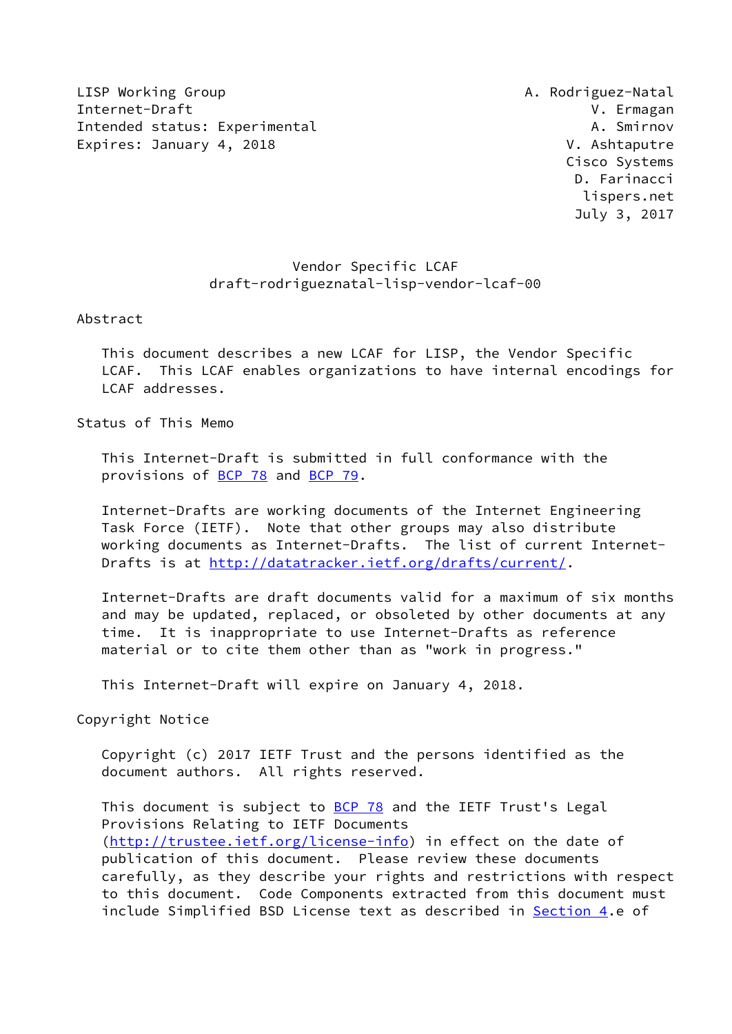LISP Working Group
Internet-Draft
Intended status: Experimental
Expires: January 4, 2018

A. Rodriguez-Natal
V. Ermagan
A. Smirnov
V. Ashtaputre
Cisco Systems
D. Farinacci
lispers.net
July 3, 2017

# Vendor Specific LCAF
draft-rodrigueznatal-lisp-vendor-lcaf-00

## Abstract

This document describes a new LCAF for LISP, the Vendor Specific LCAF. This LCAF enables organizations to have internal encodings for LCAF addresses.

## Status of This Memo

This Internet-Draft is submitted in full conformance with the provisions of BCP 78 and BCP 79.

Internet-Drafts are working documents of the Internet Engineering Task Force (IETF). Note that other groups may also distribute working documents as Internet-Drafts. The list of current Internet-Drafts is at http://datatracker.ietf.org/drafts/current/.

Internet-Drafts are draft documents valid for a maximum of six months and may be updated, replaced, or obsoleted by other documents at any time. It is inappropriate to use Internet-Drafts as reference material or to cite them other than as "work in progress."

This Internet-Draft will expire on January 4, 2018.

## Copyright Notice

Copyright (c) 2017 IETF Trust and the persons identified as the document authors. All rights reserved.

This document is subject to BCP 78 and the IETF Trust's Legal Provisions Relating to IETF Documents (http://trustee.ietf.org/license-info) in effect on the date of publication of this document. Please review these documents carefully, as they describe your rights and restrictions with respect to this document. Code Components extracted from this document must include Simplified BSD License text as described in Section 4.e of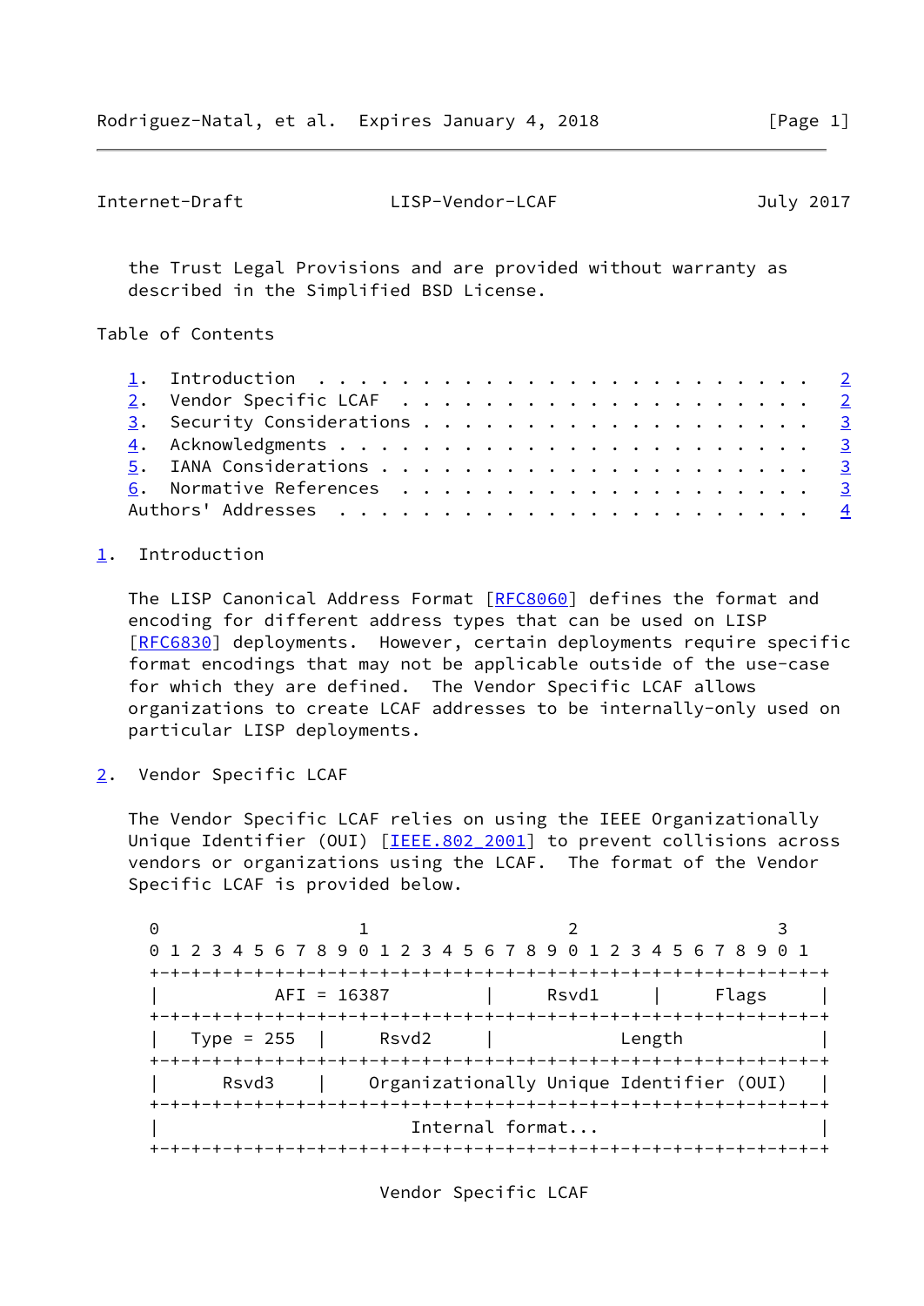the Trust Legal Provisions and are provided without warranty as described in the Simplified BSD License.

## Table of Contents

1. Introduction . . . . . . . . . . . . . . . . . . . . . . . . 2
2. Vendor Specific LCAF . . . . . . . . . . . . . . . . . . . . 2
3. Security Considerations . . . . . . . . . . . . . . . . . . . 3
4. Acknowledgments . . . . . . . . . . . . . . . . . . . . . . . 3
5. IANA Considerations . . . . . . . . . . . . . . . . . . . . . 3
6. Normative References . . . . . . . . . . . . . . . . . . . . 3

Authors' Addresses . . . . . . . . . . . . . . . . . . . . . . . 4

## 1. Introduction

The LISP Canonical Address Format [RFC8060] defines the format and encoding for different address types that can be used on LISP [RFC6830] deployments. However, certain deployments require specific format encodings that may not be applicable outside of the use-case for which they are defined. The Vendor Specific LCAF allows organizations to create LCAF addresses to be internally-only used on particular LISP deployments.

## 2. Vendor Specific LCAF

The Vendor Specific LCAF relies on using the IEEE Organizationally Unique Identifier (OUI) [IEEE.802_2001] to prevent collisions across vendors or organizations using the LCAF. The format of the Vendor Specific LCAF is provided below.

```
 0                   1                   2                   3
 0 1 2 3 4 5 6 7 8 9 0 1 2 3 4 5 6 7 8 9 0 1 2 3 4 5 6 7 8 9 0 1
+-+-+-+-+-+-+-+-+-+-+-+-+-+-+-+-+-+-+-+-+-+-+-+-+-+-+-+-+-+-+-+-+
|           AFI = 16387         |     Rsvd1     |     Flags     |
+-+-+-+-+-+-+-+-+-+-+-+-+-+-+-+-+-+-+-+-+-+-+-+-+-+-+-+-+-+-+-+-+
|   Type = 255  |     Rsvd2     |            Length             |
+-+-+-+-+-+-+-+-+-+-+-+-+-+-+-+-+-+-+-+-+-+-+-+-+-+-+-+-+-+-+-+-+
|      Rsvd3    |  Organizationally Unique Identifier (OUI)     |
+-+-+-+-+-+-+-+-+-+-+-+-+-+-+-+-+-+-+-+-+-+-+-+-+-+-+-+-+-+-+-+-+
|                        Internal format...                     |
+-+-+-+-+-+-+-+-+-+-+-+-+-+-+-+-+-+-+-+-+-+-+-+-+-+-+-+-+-+-+-+-+
```

Vendor Specific LCAF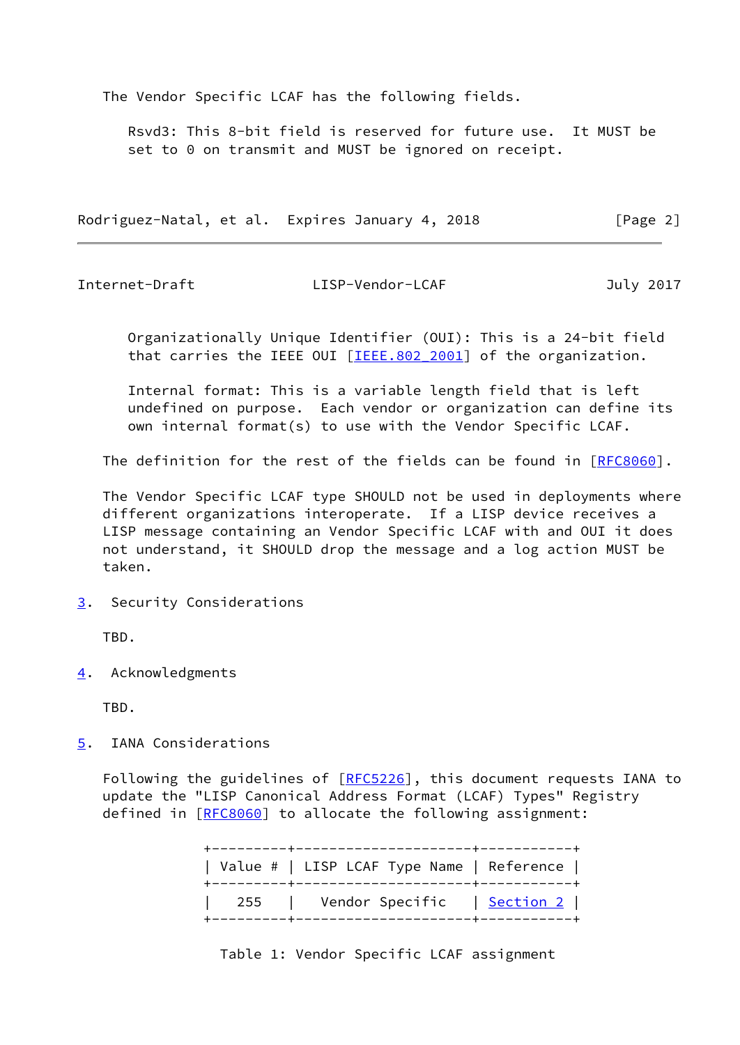The Vendor Specific LCAF has the following fields.

Rsvd3: This 8-bit field is reserved for future use. It MUST be set to 0 on transmit and MUST be ignored on receipt.

Organizationally Unique Identifier (OUI): This is a 24-bit field that carries the IEEE OUI [IEEE.802_2001] of the organization.

Internal format: This is a variable length field that is left undefined on purpose. Each vendor or organization can define its own internal format(s) to use with the Vendor Specific LCAF.

The definition for the rest of the fields can be found in [RFC8060].

The Vendor Specific LCAF type SHOULD not be used in deployments where different organizations interoperate. If a LISP device receives a LISP message containing an Vendor Specific LCAF with and OUI it does not understand, it SHOULD drop the message and a log action MUST be taken.

## 3. Security Considerations

TBD.

## 4. Acknowledgments

TBD.

## 5. IANA Considerations

Following the guidelines of [RFC5226], this document requests IANA to update the "LISP Canonical Address Format (LCAF) Types" Registry defined in [RFC8060] to allocate the following assignment:

| Value # | LISP LCAF Type Name | Reference |
|---|---|---|
| 255 | Vendor Specific | Section 2 |

Table 1: Vendor Specific LCAF assignment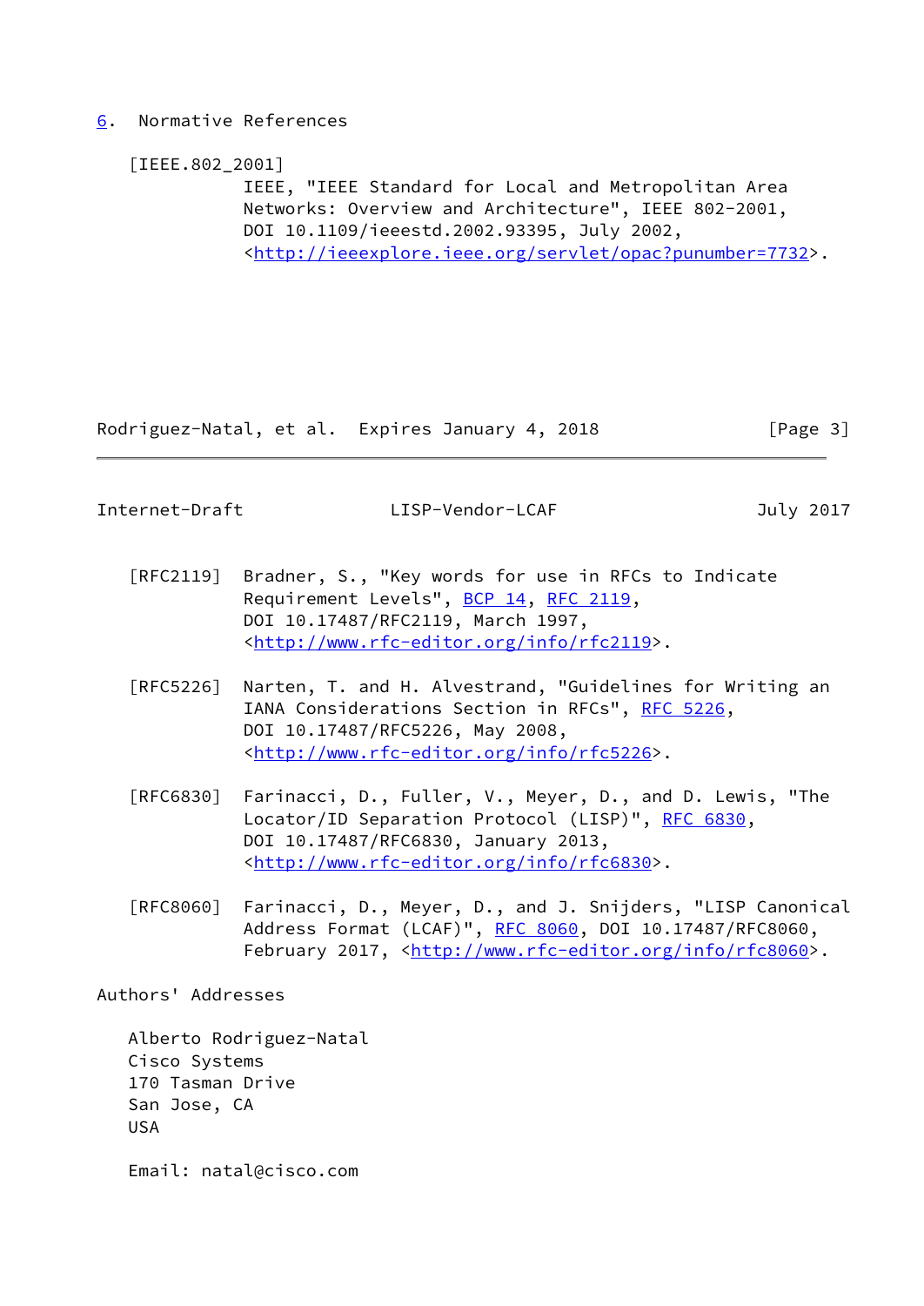## 6. Normative References

[IEEE.802_2001]
IEEE, "IEEE Standard for Local and Metropolitan Area Networks: Overview and Architecture", IEEE 802-2001, DOI 10.1109/ieeestd.2002.93395, July 2002, <http://ieeexplore.ieee.org/servlet/opac?punumber=7732>.

[RFC2119] Bradner, S., "Key words for use in RFCs to Indicate Requirement Levels", BCP 14, RFC 2119, DOI 10.17487/RFC2119, March 1997, <http://www.rfc-editor.org/info/rfc2119>.

[RFC5226] Narten, T. and H. Alvestrand, "Guidelines for Writing an IANA Considerations Section in RFCs", RFC 5226, DOI 10.17487/RFC5226, May 2008, <http://www.rfc-editor.org/info/rfc5226>.

[RFC6830] Farinacci, D., Fuller, V., Meyer, D., and D. Lewis, "The Locator/ID Separation Protocol (LISP)", RFC 6830, DOI 10.17487/RFC6830, January 2013, <http://www.rfc-editor.org/info/rfc6830>.

[RFC8060] Farinacci, D., Meyer, D., and J. Snijders, "LISP Canonical Address Format (LCAF)", RFC 8060, DOI 10.17487/RFC8060, February 2017, <http://www.rfc-editor.org/info/rfc8060>.

## Authors' Addresses

Alberto Rodriguez-Natal
Cisco Systems
170 Tasman Drive
San Jose, CA
USA

Email: natal@cisco.com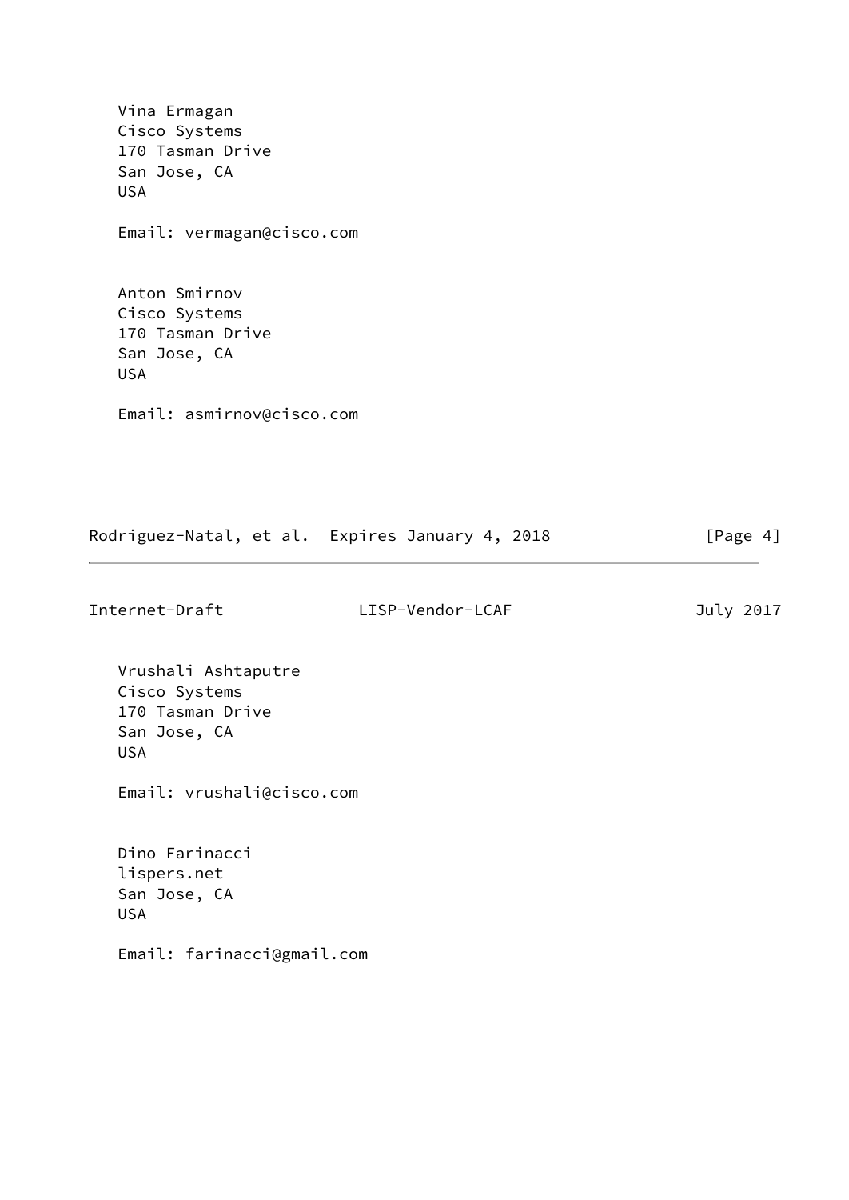Vina Ermagan
Cisco Systems
170 Tasman Drive
San Jose, CA
USA

Email: vermagan@cisco.com

Anton Smirnov
Cisco Systems
170 Tasman Drive
San Jose, CA
USA

Email: asmirnov@cisco.com

Vrushali Ashtaputre
Cisco Systems
170 Tasman Drive
San Jose, CA
USA

Email: vrushali@cisco.com

Dino Farinacci
lispers.net
San Jose, CA
USA

Email: farinacci@gmail.com